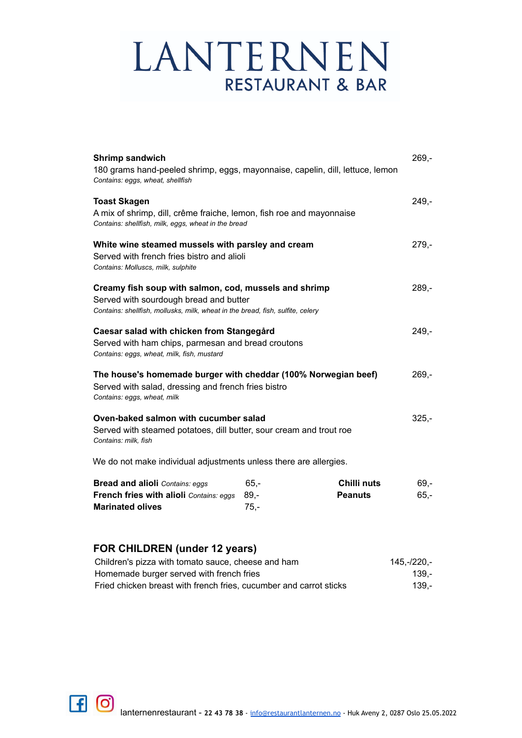# LANTERNEN
## RESTAURANT & BAR

**Shrimp sandwich** 269,-
180 grams hand-peeled shrimp, eggs, mayonnaise, capelin, dill, lettuce, lemon
*Contains: eggs, wheat, shellfish*

**Toast Skagen** 249,-
A mix of shrimp, dill, crême fraiche, lemon, fish roe and mayonnaise
*Contains: shellfish, milk, eggs, wheat in the bread*

**White wine steamed mussels with parsley and cream** 279,-
Served with french fries bistro and alioli
*Contains: Molluscs, milk, sulphite*

**Creamy fish soup with salmon, cod, mussels and shrimp** 289,-
Served with sourdough bread and butter
*Contains: shellfish, mollusks, milk, wheat in the bread, fish, sulfite, celery*

**Caesar salad with chicken from Stangegård** 249,-
Served with ham chips, parmesan and bread croutons
*Contains: eggs, wheat, milk, fish, mustard*

**The house's homemade burger with cheddar (100% Norwegian beef)** 269,-
Served with salad, dressing and french fries bistro
*Contains: eggs, wheat, milk*

**Oven-baked salmon with cucumber salad** 325,-
Served with steamed potatoes, dill butter, sour cream and trout roe
*Contains: milk, fish*

We do not make individual adjustments unless there are allergies.

**Bread and alioli** *Contains: eggs* 65,-
**French fries with alioli** *Contains: eggs* 89,-
**Marinated olives** 75,-
**Chilli nuts** 69,-
**Peanuts** 65,-

## FOR CHILDREN (under 12 years)

Children's pizza with tomato sauce, cheese and ham 145,-/220,-
Homemade burger served with french fries 139,-
Fried chicken breast with french fries, cucumber and carrot sticks 139,-

lanternenrestaurant - 22 43 78 38 - info@restaurantlanternen.no - Huk Aveny 2, 0287 Oslo 25.05.2022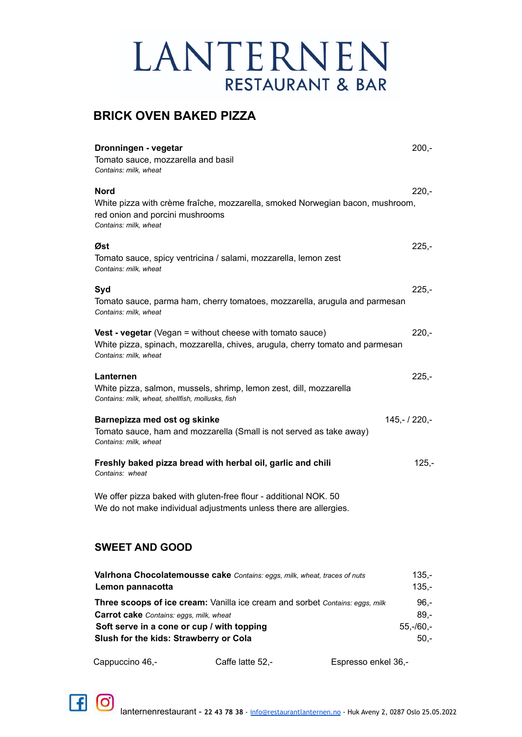# LANTERNEN
RESTAURANT & BAR

## BRICK OVEN BAKED PIZZA

**Dronningen - vegetar** 200,-
Tomato sauce, mozzarella and basil
*Contains: milk, wheat*

**Nord** 220,-
White pizza with crème fraîche, mozzarella, smoked Norwegian bacon, mushroom, red onion and porcini mushrooms
*Contains: milk, wheat*

**Øst** 225,-
Tomato sauce, spicy ventricina / salami, mozzarella, lemon zest
*Contains: milk, wheat*

**Syd** 225,-
Tomato sauce, parma ham, cherry tomatoes, mozzarella, arugula and parmesan
*Contains: milk, wheat*

**Vest - vegetar** (Vegan = without cheese with tomato sauce) 220,-
White pizza, spinach, mozzarella, chives, arugula, cherry tomato and parmesan
*Contains: milk, wheat*

**Lanternen** 225,-
White pizza, salmon, mussels, shrimp, lemon zest, dill, mozzarella
*Contains: milk, wheat, shellfish, mollusks, fish*

**Barnepizza med ost og skinke** 145,- / 220,-
Tomato sauce, ham and mozzarella (Small is not served as take away)
*Contains: milk, wheat*

**Freshly baked pizza bread with herbal oil, garlic and chili** 125,-
*Contains: wheat*

We offer pizza baked with gluten-free flour - additional NOK. 50
We do not make individual adjustments unless there are allergies.

## SWEET AND GOOD

**Valrhona Chocolatemousse cake** *Contains: eggs, milk, wheat, traces of nuts* 135,-
**Lemon pannacotta** 135,-
**Three scoops of ice cream:** Vanilla ice cream and sorbet *Contains: eggs, milk* 96,-
**Carrot cake** *Contains: eggs, milk, wheat* 89,-
**Soft serve in a cone or cup / with topping** 55,-/60,-
**Slush for the kids: Strawberry or Cola** 50,-

Cappuccino 46,- Caffe latte 52,- Espresso enkel 36,-

lanternenrestaurant - 22 43 78 38 - info@restaurantlanternen.no - Huk Aveny 2, 0287 Oslo 25.05.2022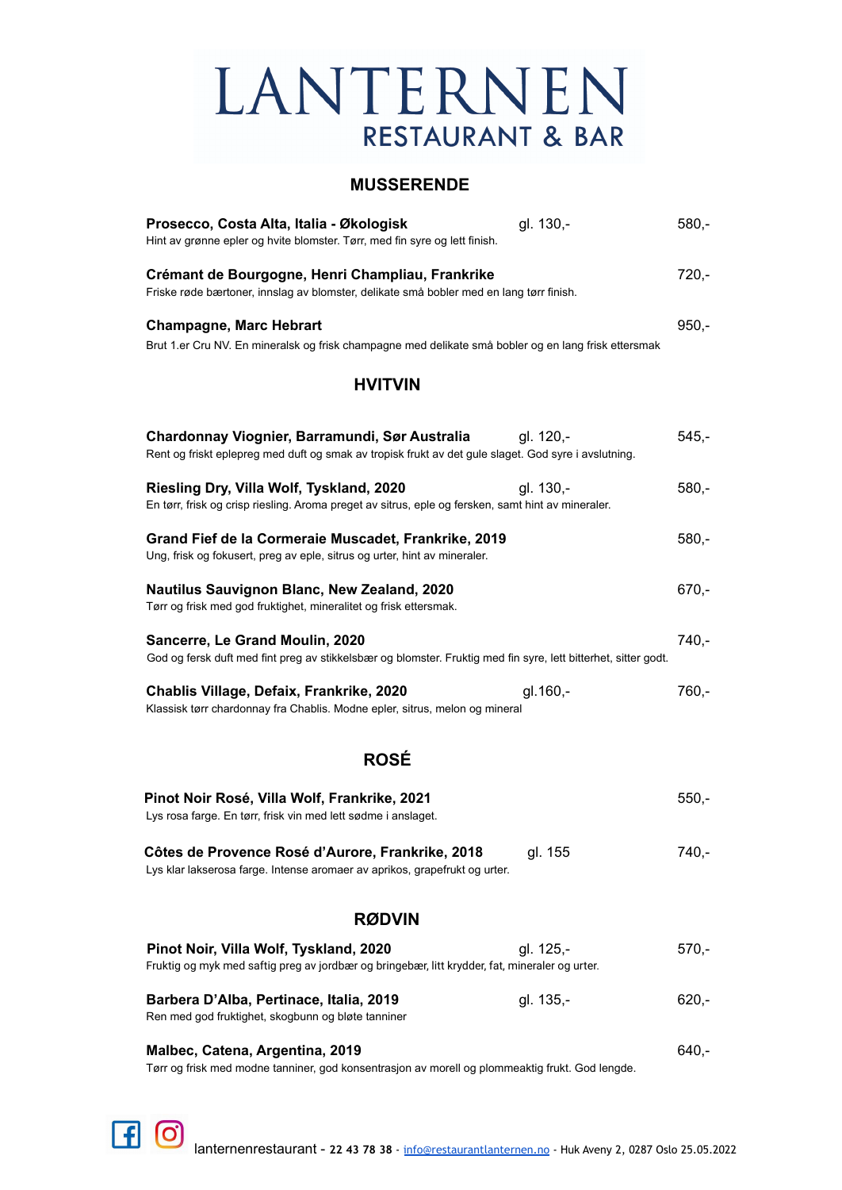# LANTERNEN
RESTAURANT & BAR

## MUSSERENDE

**Prosecco, Costa Alta, Italia - Økologisk** gl. 130,- 580,-
Hint av grønne epler og hvite blomster. Tørr, med fin syre og lett finish.

**Crémant de Bourgogne, Henri Champliau, Frankrike** 720,-
Friske røde bærtoner, innslag av blomster, delikate små bobler med en lang tørr finish.

**Champagne, Marc Hebrart** 950,-
Brut 1.er Cru NV. En mineralsk og frisk champagne med delikate små bobler og en lang frisk ettersmak

## HVITVIN

**Chardonnay Viognier, Barramundi, Sør Australia** gl. 120,- 545,-
Rent og friskt eplepreg med duft og smak av tropisk frukt av det gule slaget. God syre i avslutning.

**Riesling Dry, Villa Wolf, Tyskland, 2020** gl. 130,- 580,-
En tørr, frisk og crisp riesling. Aroma preget av sitrus, eple og fersken, samt hint av mineraler.

**Grand Fief de la Cormeraie Muscadet, Frankrike, 2019** 580,-
Ung, frisk og fokusert, preg av eple, sitrus og urter, hint av mineraler.

**Nautilus Sauvignon Blanc, New Zealand, 2020** 670,-
Tørr og frisk med god fruktighet, mineralitet og frisk ettersmak.

**Sancerre, Le Grand Moulin, 2020** 740,-
God og fersk duft med fint preg av stikkelsbær og blomster. Fruktig med fin syre, lett bitterhet, sitter godt.

**Chablis Village, Defaix, Frankrike, 2020** gl.160,- 760,-
Klassisk tørr chardonnay fra Chablis. Modne epler, sitrus, melon og mineral

## ROSÉ

**Pinot Noir Rosé, Villa Wolf, Frankrike, 2021** 550,-
Lys rosa farge. En tørr, frisk vin med lett sødme i anslaget.

**Côtes de Provence Rosé d'Aurore, Frankrike, 2018** gl. 155 740,-
Lys klar lakserosa farge. Intense aromaer av aprikos, grapefrukt og urter.

## RØDVIN

**Pinot Noir, Villa Wolf, Tyskland, 2020** gl. 125,- 570,-
Fruktig og myk med saftig preg av jordbær og bringebær, litt krydder, fat, mineraler og urter.

**Barbera D'Alba, Pertinace, Italia, 2019** gl. 135,- 620,-
Ren med god fruktighet, skogbunn og bløte tanniner

**Malbec, Catena, Argentina, 2019** 640,-
Tørr og frisk med modne tanniner, god konsentrasjon av morell og plommeaktig frukt. God lengde.

lanternenrestaurant - 22 43 78 38 - info@restaurantlanternen.no - Huk Aveny 2, 0287 Oslo 25.05.2022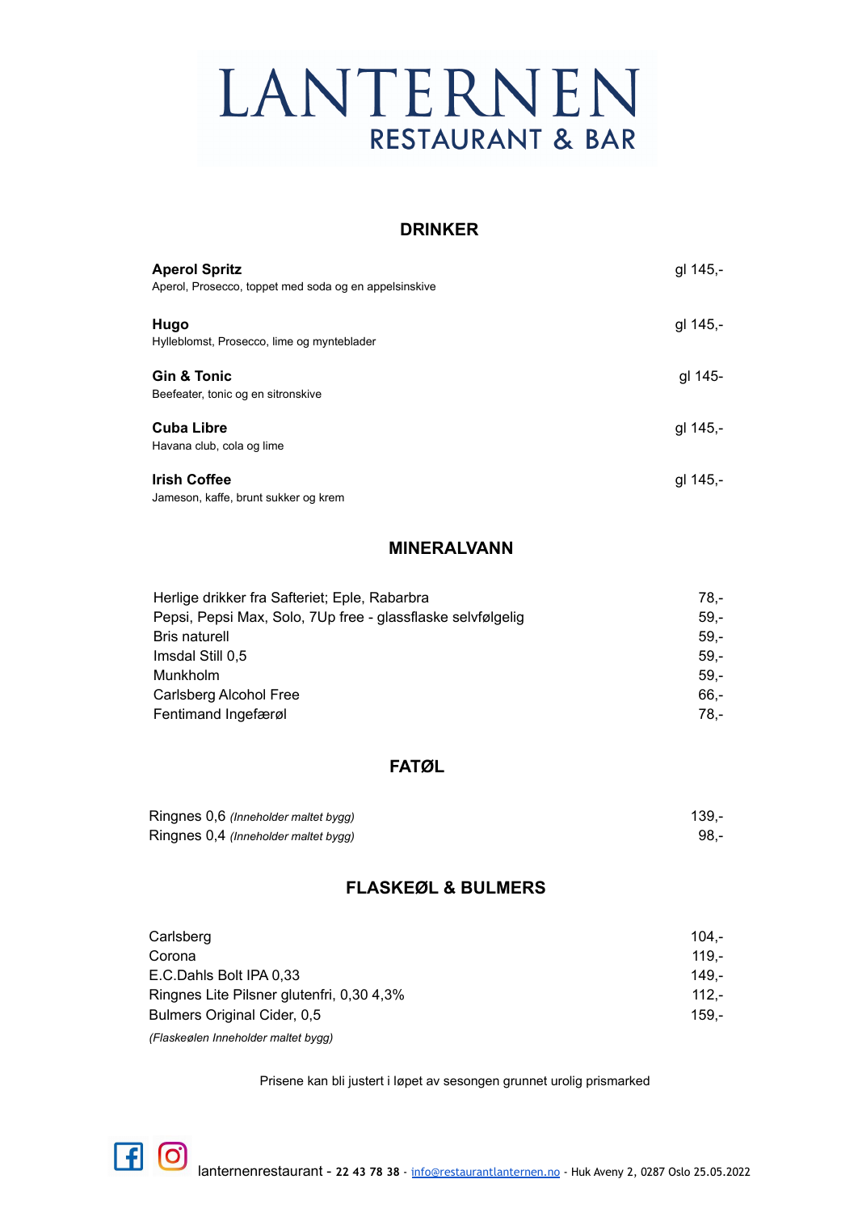# LANTERNEN
RESTAURANT & BAR

## DRINKER

**Aperol Spritz** — gl 145,-
Aperol, Prosecco, toppet med soda og en appelsinskive

**Hugo** — gl 145,-
Hylleblomst, Prosecco, lime og mynteblader

**Gin & Tonic** — gl 145-
Beefeater, tonic og en sitronskive

**Cuba Libre** — gl 145,-
Havana club, cola og lime

**Irish Coffee** — gl 145,-
Jameson, kaffe, brunt sukker og krem

## MINERALVANN

| | |
|---|---|
| Herlige drikker fra Safteriet; Eple, Rabarbra | 78,- |
| Pepsi, Pepsi Max, Solo, 7Up free - glassflaske selvfølgelig | 59,- |
| Bris naturell | 59,- |
| Imsdal Still 0,5 | 59,- |
| Munkholm | 59,- |
| Carlsberg Alcohol Free | 66,- |
| Fentimand Ingefærøl | 78,- |

## FATØL

| | |
|---|---|
| Ringnes 0,6 *(Inneholder maltet bygg)* | 139,- |
| Ringnes 0,4 *(Inneholder maltet bygg)* | 98,- |

## FLASKEØL & BULMERS

| | |
|---|---|
| Carlsberg | 104,- |
| Corona | 119,- |
| E.C.Dahls Bolt IPA 0,33 | 149,- |
| Ringnes Lite Pilsner glutenfri, 0,30 4,3% | 112,- |
| Bulmers Original Cider, 0,5 | 159,- |

*(Flaskeølen Inneholder maltet bygg)*

Prisene kan bli justert i løpet av sesongen grunnet urolig prismarked

lanternenrestaurant - 22 43 78 38 - info@restaurantlanternen.no - Huk Aveny 2, 0287 Oslo 25.05.2022